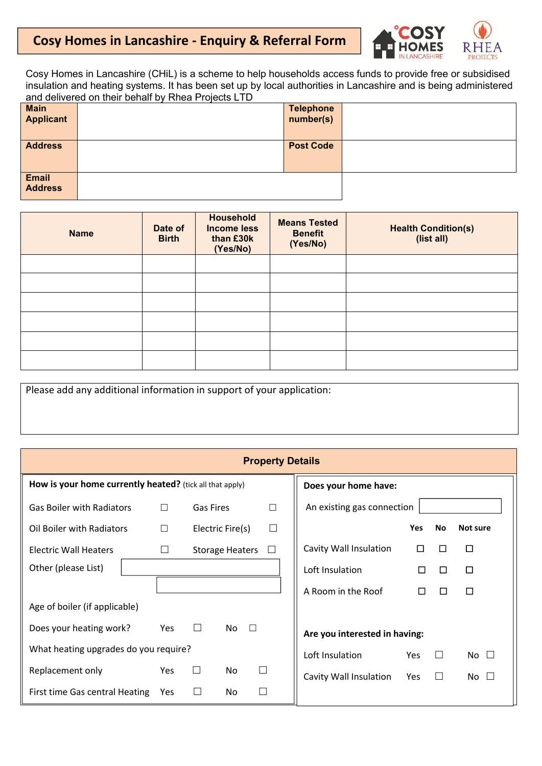# Cosy Homes in Lancashire - Enquiry & Referral Form

Cosy Homes in Lancashire (CHiL) is a scheme to help households access funds to provide free or subsidised insulation and heating systems. It has been set up by local authorities in Lancashire and is being administered and delivered on their behalf by Rhea Projects LTD

| **Main Applicant** | | **Telephone number(s)** | |
|---|---|---|---|
| **Address** | | **Post Code** | |
| **Email Address** | | | |

| **Name** | **Date of Birth** | **Household Income less than £30k (Yes/No)** | **Means Tested Benefit (Yes/No)** | **Health Condition(s) (list all)** |
|---|---|---|---|---|
| | | | | |
| | | | | |
| | | | | |
| | | | | |
| | | | | |
| | | | | |

Please add any additional information in support of your application:

## Property Details

**How is your home currently heated?** (tick all that apply)

| | | | |
|---|---|---|---|
| Gas Boiler with Radiators | ☐ | Gas Fires | ☐ |
| Oil Boiler with Radiators | ☐ | Electric Fire(s) | ☐ |
| Electric Wall Heaters | ☐ | Storage Heaters | ☐ |

Other (please List)

Age of boiler (if applicable)

Does your heating work? Yes ☐ No ☐

What heating upgrades do you require?

Replacement only Yes ☐ No ☐

First time Gas central Heating Yes ☐ No ☐

**Does your home have:**

An existing gas connection

| | Yes | No | Not sure |
|---|---|---|---|
| Cavity Wall Insulation | ☐ | ☐ | ☐ |
| Loft Insulation | ☐ | ☐ | ☐ |
| A Room in the Roof | ☐ | ☐ | ☐ |

**Are you interested in having:**

Loft Insulation Yes ☐ No ☐

Cavity Wall Insulation Yes ☐ No ☐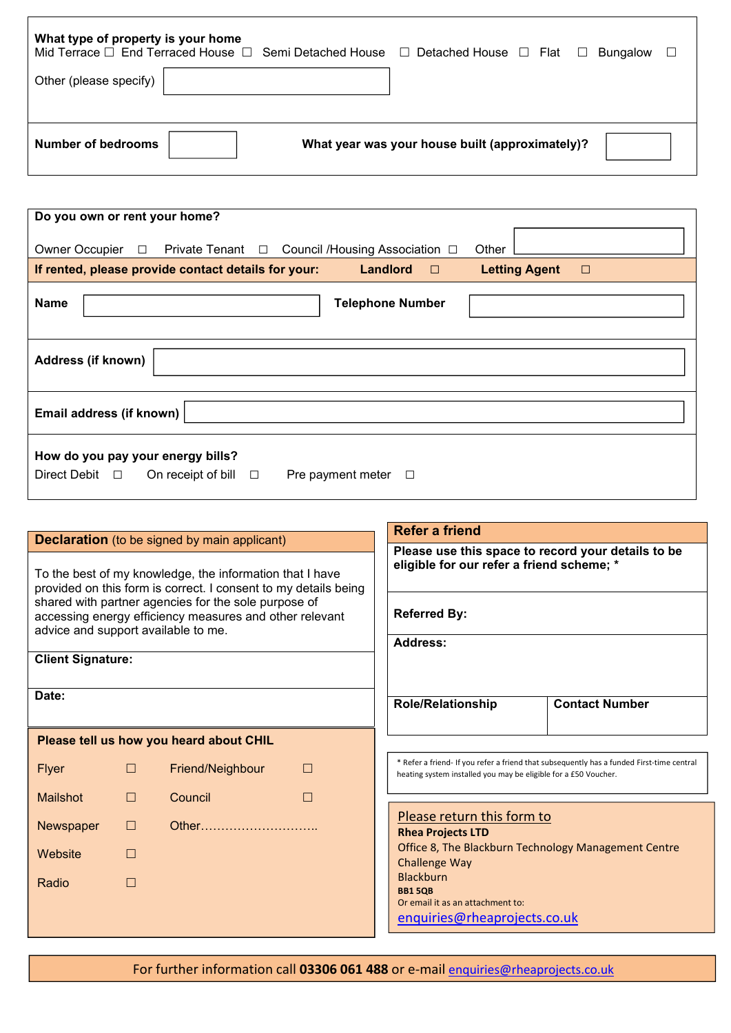**What type of property is your home**

Mid Terrace ☐ End Terraced House ☐ Semi Detached House ☐ Detached House ☐ Flat ☐ Bungalow ☐

Other (please specify)

**Number of bedrooms** | **What year was your house built (approximately)?**

**Do you own or rent your home?**

Owner Occupier ☐ Private Tenant ☐ Council /Housing Association ☐ Other

**If rented, please provide contact details for your: Landlord ☐ Letting Agent ☐**

**Name** | **Telephone Number**

**Address (if known)**

**Email address (if known)**

**How do you pay your energy bills?**

Direct Debit ☐ On receipt of bill ☐ Pre payment meter ☐

## Declaration (to be signed by main applicant)

To the best of my knowledge, the information that I have provided on this form is correct. I consent to my details being shared with partner agencies for the sole purpose of accessing energy efficiency measures and other relevant advice and support available to me.

**Client Signature:**

**Date:**

**Please tell us how you heard about CHIL**

| | | | |
|---|---|---|---|
| Flyer | ☐ | Friend/Neighbour | ☐ |
| Mailshot | ☐ | Council | ☐ |
| Newspaper | ☐ | Other……………………….. | |
| Website | ☐ | | |
| Radio | ☐ | | |

## Refer a friend

**Please use this space to record your details to be eligible for our refer a friend scheme; \***

**Referred By:**

**Address:**

**Role/Relationship** | **Contact Number**

\* Refer a friend- If you refer a friend that subsequently has a funded First-time central heating system installed you may be eligible for a £50 Voucher.

Please return this form to
**Rhea Projects LTD**
Office 8, The Blackburn Technology Management Centre
Challenge Way
Blackburn
**BB1 5QB**
Or email it as an attachment to:
enquiries@rheaprojects.co.uk

For further information call **03306 061 488** or e-mail enquiries@rheaprojects.co.uk